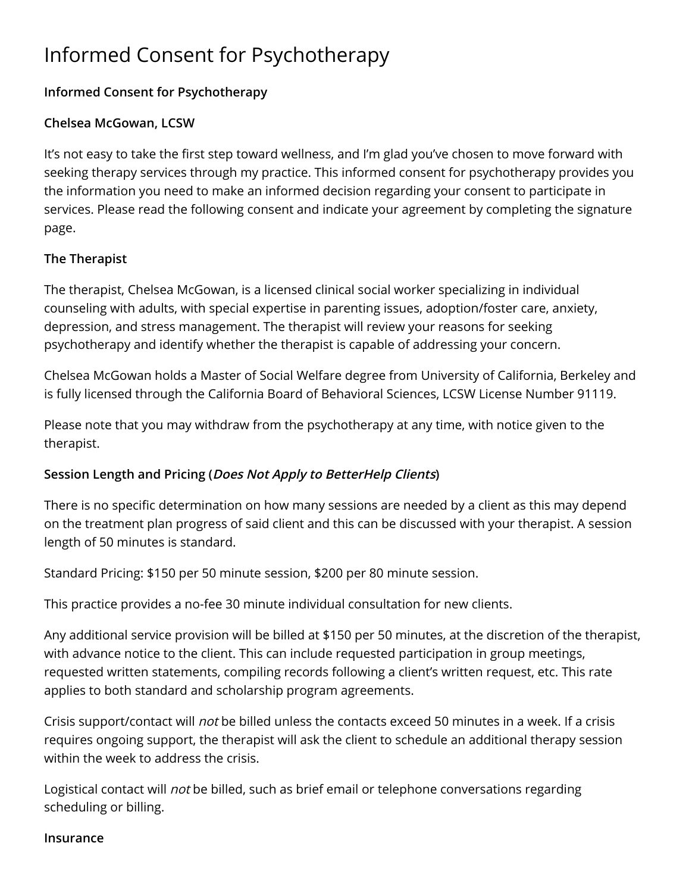# Informed Consent for Psychotherapy

**Informed Consent for Psychotherapy**

**Chelsea McGowan, LCSW**

It's not easy to take the first step toward wellness, and I'm glad you've chosen to move forward with seeking therapy services through my practice. This informed consent for psychotherapy provides you the information you need to make an informed decision regarding your consent to participate in services. Please read the following consent and indicate your agreement by completing the signature page.

**The Therapist**

The therapist, Chelsea McGowan, is a licensed clinical social worker specializing in individual counseling with adults, with special expertise in parenting issues, adoption/foster care, anxiety, depression, and stress management. The therapist will review your reasons for seeking psychotherapy and identify whether the therapist is capable of addressing your concern.

Chelsea McGowan holds a Master of Social Welfare degree from University of California, Berkeley and is fully licensed through the California Board of Behavioral Sciences, LCSW License Number 91119.

Please note that you may withdraw from the psychotherapy at any time, with notice given to the therapist.

**Session Length and Pricing (*Does Not Apply to BetterHelp Clients*)**

There is no specific determination on how many sessions are needed by a client as this may depend on the treatment plan progress of said client and this can be discussed with your therapist. A session length of 50 minutes is standard.

Standard Pricing: $150 per 50 minute session, $200 per 80 minute session.

This practice provides a no-fee 30 minute individual consultation for new clients.

Any additional service provision will be billed at $150 per 50 minutes, at the discretion of the therapist, with advance notice to the client. This can include requested participation in group meetings, requested written statements, compiling records following a client's written request, etc. This rate applies to both standard and scholarship program agreements.

Crisis support/contact will *not* be billed unless the contacts exceed 50 minutes in a week. If a crisis requires ongoing support, the therapist will ask the client to schedule an additional therapy session within the week to address the crisis.

Logistical contact will *not* be billed, such as brief email or telephone conversations regarding scheduling or billing.

**Insurance**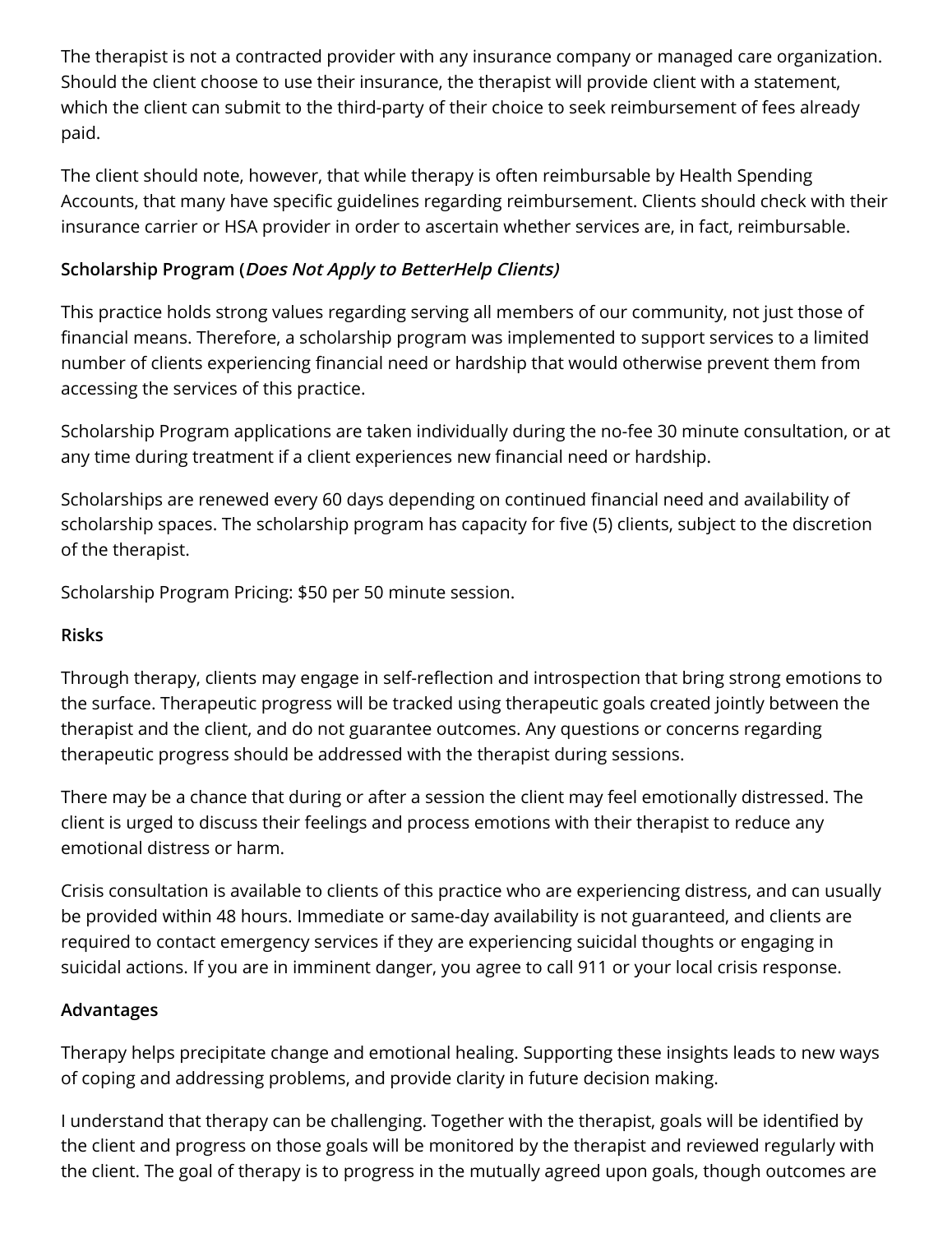The therapist is not a contracted provider with any insurance company or managed care organization. Should the client choose to use their insurance, the therapist will provide client with a statement, which the client can submit to the third-party of their choice to seek reimbursement of fees already paid.

The client should note, however, that while therapy is often reimbursable by Health Spending Accounts, that many have specific guidelines regarding reimbursement. Clients should check with their insurance carrier or HSA provider in order to ascertain whether services are, in fact, reimbursable.

**Scholarship Program (*Does Not Apply to BetterHelp Clients)***

This practice holds strong values regarding serving all members of our community, not just those of financial means. Therefore, a scholarship program was implemented to support services to a limited number of clients experiencing financial need or hardship that would otherwise prevent them from accessing the services of this practice.

Scholarship Program applications are taken individually during the no-fee 30 minute consultation, or at any time during treatment if a client experiences new financial need or hardship.

Scholarships are renewed every 60 days depending on continued financial need and availability of scholarship spaces. The scholarship program has capacity for five (5) clients, subject to the discretion of the therapist.

Scholarship Program Pricing: $50 per 50 minute session.

**Risks**

Through therapy, clients may engage in self-reflection and introspection that bring strong emotions to the surface. Therapeutic progress will be tracked using therapeutic goals created jointly between the therapist and the client, and do not guarantee outcomes. Any questions or concerns regarding therapeutic progress should be addressed with the therapist during sessions.

There may be a chance that during or after a session the client may feel emotionally distressed. The client is urged to discuss their feelings and process emotions with their therapist to reduce any emotional distress or harm.

Crisis consultation is available to clients of this practice who are experiencing distress, and can usually be provided within 48 hours. Immediate or same-day availability is not guaranteed, and clients are required to contact emergency services if they are experiencing suicidal thoughts or engaging in suicidal actions. If you are in imminent danger, you agree to call 911 or your local crisis response.

**Advantages**

Therapy helps precipitate change and emotional healing. Supporting these insights leads to new ways of coping and addressing problems, and provide clarity in future decision making.

I understand that therapy can be challenging. Together with the therapist, goals will be identified by the client and progress on those goals will be monitored by the therapist and reviewed regularly with the client. The goal of therapy is to progress in the mutually agreed upon goals, though outcomes are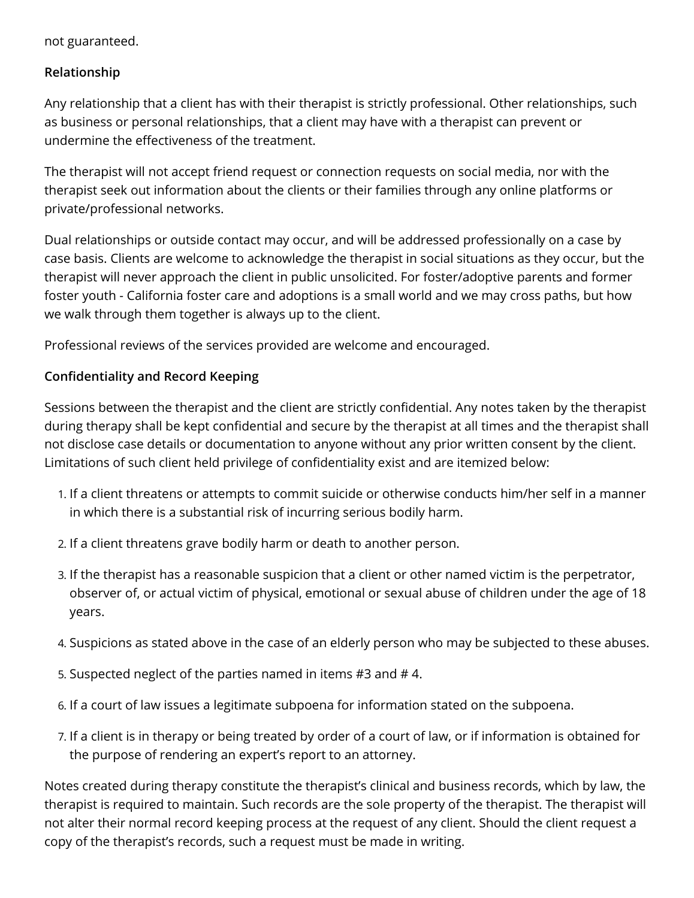not guaranteed.

**Relationship**

Any relationship that a client has with their therapist is strictly professional. Other relationships, such as business or personal relationships, that a client may have with a therapist can prevent or undermine the effectiveness of the treatment.

The therapist will not accept friend request or connection requests on social media, nor with the therapist seek out information about the clients or their families through any online platforms or private/professional networks.

Dual relationships or outside contact may occur, and will be addressed professionally on a case by case basis. Clients are welcome to acknowledge the therapist in social situations as they occur, but the therapist will never approach the client in public unsolicited. For foster/adoptive parents and former foster youth - California foster care and adoptions is a small world and we may cross paths, but how we walk through them together is always up to the client.

Professional reviews of the services provided are welcome and encouraged.

**Confidentiality and Record Keeping**

Sessions between the therapist and the client are strictly confidential. Any notes taken by the therapist during therapy shall be kept confidential and secure by the therapist at all times and the therapist shall not disclose case details or documentation to anyone without any prior written consent by the client. Limitations of such client held privilege of confidentiality exist and are itemized below:

1. If a client threatens or attempts to commit suicide or otherwise conducts him/her self in a manner in which there is a substantial risk of incurring serious bodily harm.
2. If a client threatens grave bodily harm or death to another person.
3. If the therapist has a reasonable suspicion that a client or other named victim is the perpetrator, observer of, or actual victim of physical, emotional or sexual abuse of children under the age of 18 years.
4. Suspicions as stated above in the case of an elderly person who may be subjected to these abuses.
5. Suspected neglect of the parties named in items #3 and # 4.
6. If a court of law issues a legitimate subpoena for information stated on the subpoena.
7. If a client is in therapy or being treated by order of a court of law, or if information is obtained for the purpose of rendering an expert's report to an attorney.

Notes created during therapy constitute the therapist's clinical and business records, which by law, the therapist is required to maintain. Such records are the sole property of the therapist. The therapist will not alter their normal record keeping process at the request of any client. Should the client request a copy of the therapist's records, such a request must be made in writing.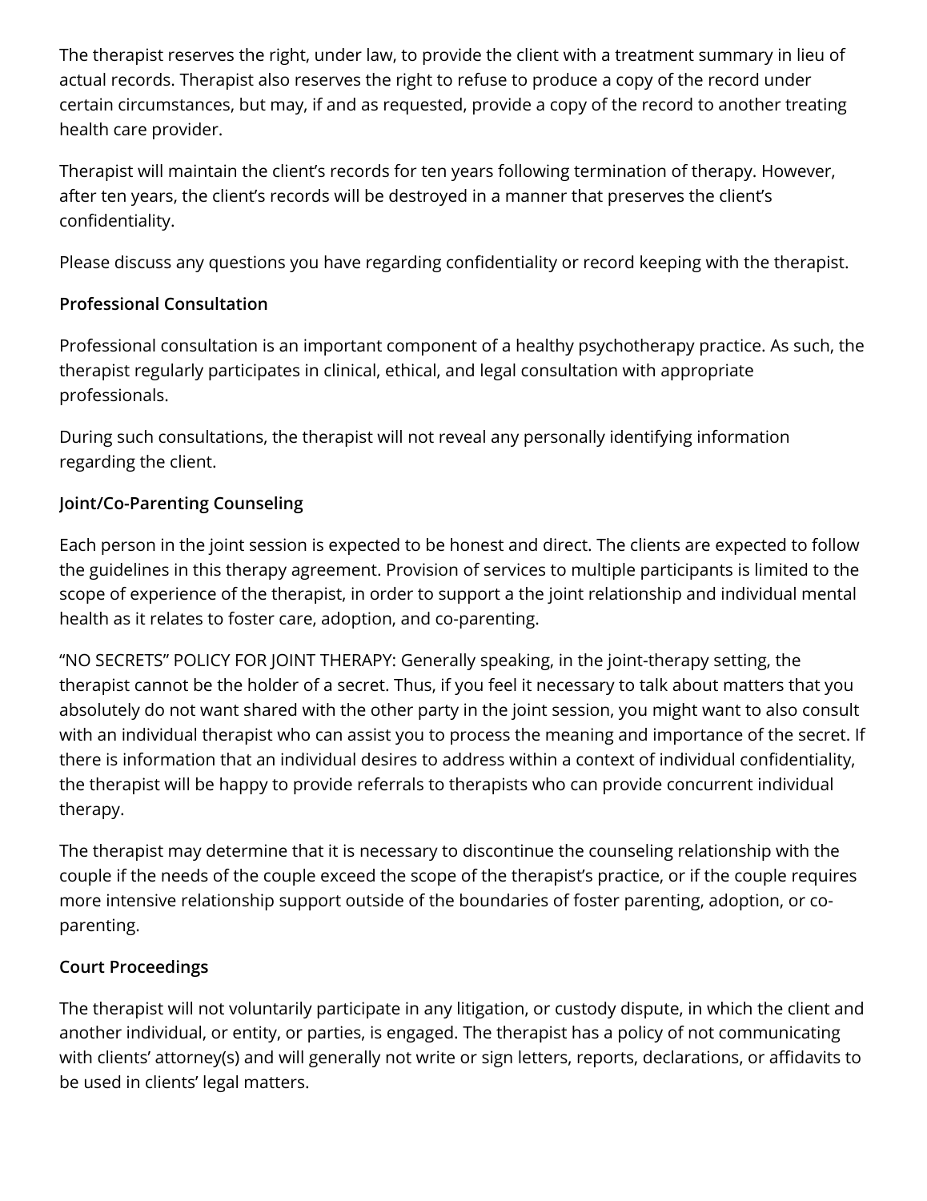The therapist reserves the right, under law, to provide the client with a treatment summary in lieu of actual records. Therapist also reserves the right to refuse to produce a copy of the record under certain circumstances, but may, if and as requested, provide a copy of the record to another treating health care provider.

Therapist will maintain the client's records for ten years following termination of therapy. However, after ten years, the client's records will be destroyed in a manner that preserves the client's confidentiality.

Please discuss any questions you have regarding confidentiality or record keeping with the therapist.

**Professional Consultation**

Professional consultation is an important component of a healthy psychotherapy practice. As such, the therapist regularly participates in clinical, ethical, and legal consultation with appropriate professionals.

During such consultations, the therapist will not reveal any personally identifying information regarding the client.

**Joint/Co-Parenting Counseling**

Each person in the joint session is expected to be honest and direct. The clients are expected to follow the guidelines in this therapy agreement. Provision of services to multiple participants is limited to the scope of experience of the therapist, in order to support a the joint relationship and individual mental health as it relates to foster care, adoption, and co-parenting.

"NO SECRETS" POLICY FOR JOINT THERAPY: Generally speaking, in the joint-therapy setting, the therapist cannot be the holder of a secret. Thus, if you feel it necessary to talk about matters that you absolutely do not want shared with the other party in the joint session, you might want to also consult with an individual therapist who can assist you to process the meaning and importance of the secret. If there is information that an individual desires to address within a context of individual confidentiality, the therapist will be happy to provide referrals to therapists who can provide concurrent individual therapy.

The therapist may determine that it is necessary to discontinue the counseling relationship with the couple if the needs of the couple exceed the scope of the therapist's practice, or if the couple requires more intensive relationship support outside of the boundaries of foster parenting, adoption, or co-parenting.

**Court Proceedings**

The therapist will not voluntarily participate in any litigation, or custody dispute, in which the client and another individual, or entity, or parties, is engaged. The therapist has a policy of not communicating with clients' attorney(s) and will generally not write or sign letters, reports, declarations, or affidavits to be used in clients' legal matters.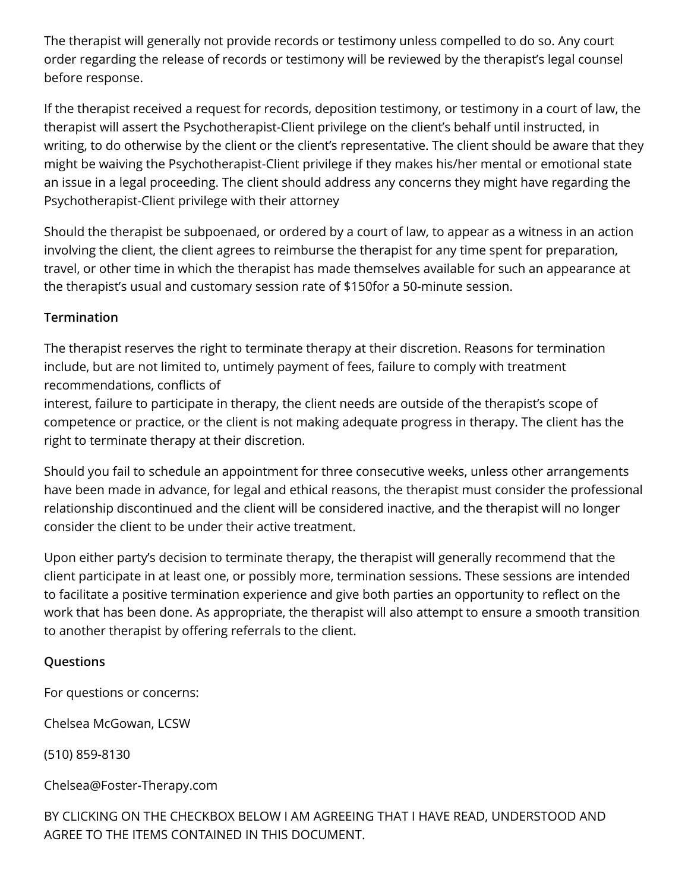The therapist will generally not provide records or testimony unless compelled to do so. Any court order regarding the release of records or testimony will be reviewed by the therapist's legal counsel before response.

If the therapist received a request for records, deposition testimony, or testimony in a court of law, the therapist will assert the Psychotherapist-Client privilege on the client's behalf until instructed, in writing, to do otherwise by the client or the client's representative. The client should be aware that they might be waiving the Psychotherapist-Client privilege if they makes his/her mental or emotional state an issue in a legal proceeding. The client should address any concerns they might have regarding the Psychotherapist-Client privilege with their attorney

Should the therapist be subpoenaed, or ordered by a court of law, to appear as a witness in an action involving the client, the client agrees to reimburse the therapist for any time spent for preparation, travel, or other time in which the therapist has made themselves available for such an appearance at the therapist's usual and customary session rate of $150for a 50-minute session.

**Termination**

The therapist reserves the right to terminate therapy at their discretion. Reasons for termination include, but are not limited to, untimely payment of fees, failure to comply with treatment recommendations, conflicts of interest, failure to participate in therapy, the client needs are outside of the therapist's scope of competence or practice, or the client is not making adequate progress in therapy. The client has the right to terminate therapy at their discretion.

Should you fail to schedule an appointment for three consecutive weeks, unless other arrangements have been made in advance, for legal and ethical reasons, the therapist must consider the professional relationship discontinued and the client will be considered inactive, and the therapist will no longer consider the client to be under their active treatment.

Upon either party's decision to terminate therapy, the therapist will generally recommend that the client participate in at least one, or possibly more, termination sessions. These sessions are intended to facilitate a positive termination experience and give both parties an opportunity to reflect on the work that has been done. As appropriate, the therapist will also attempt to ensure a smooth transition to another therapist by offering referrals to the client.

**Questions**

For questions or concerns:

Chelsea McGowan, LCSW

(510) 859-8130

Chelsea@Foster-Therapy.com

BY CLICKING ON THE CHECKBOX BELOW I AM AGREEING THAT I HAVE READ, UNDERSTOOD AND AGREE TO THE ITEMS CONTAINED IN THIS DOCUMENT.